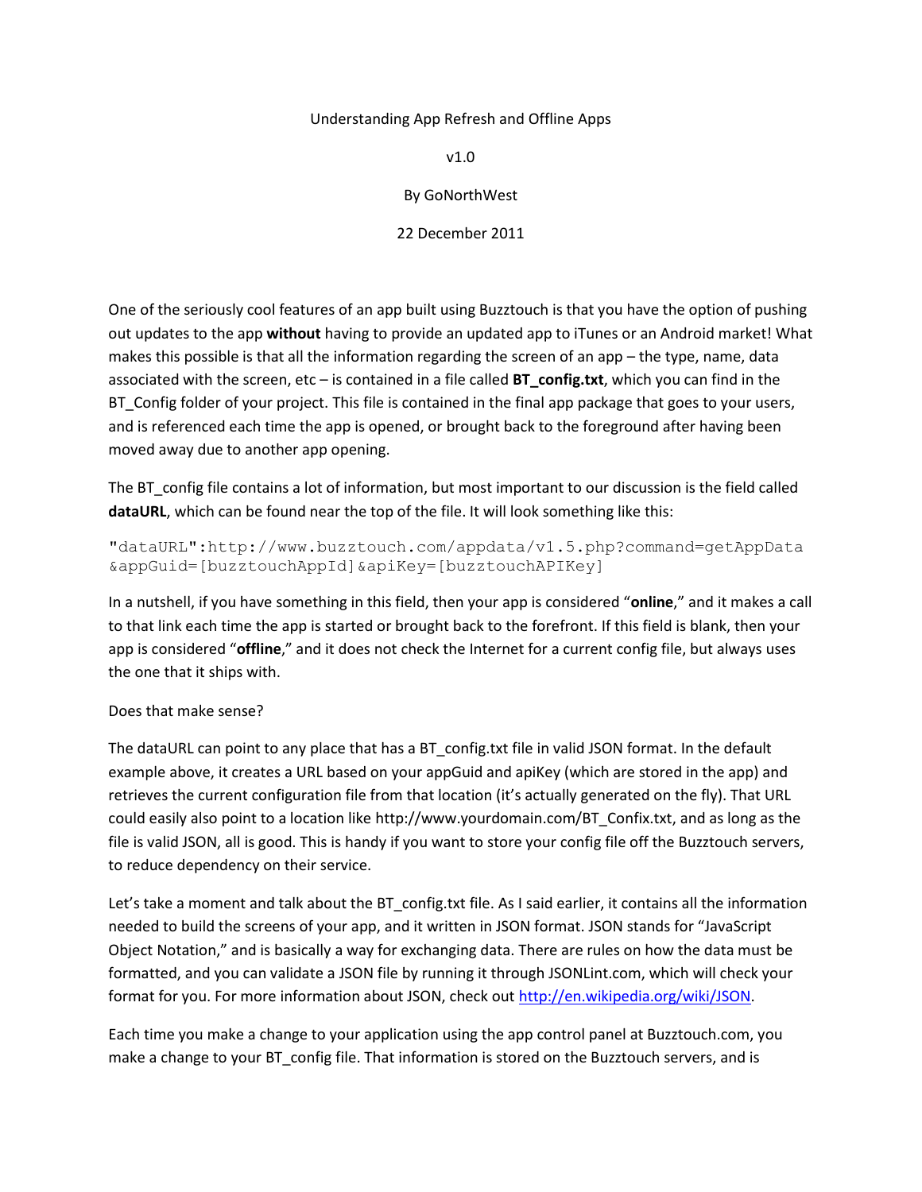Understanding App Refresh and Offline Apps

v1.0

By GoNorthWest

22 December 2011

One of the seriously cool features of an app built using Buzztouch is that you have the option of pushing out updates to the app **without** having to provide an updated app to iTunes or an Android market! What makes this possible is that all the information regarding the screen of an app – the type, name, data associated with the screen, etc – is contained in a file called **BT_config.txt**, which you can find in the BT_Config folder of your project. This file is contained in the final app package that goes to your users, and is referenced each time the app is opened, or brought back to the foreground after having been moved away due to another app opening.

The BT_config file contains a lot of information, but most important to our discussion is the field called **dataURL**, which can be found near the top of the file. It will look something like this:

```
"dataURL":http://www.buzztouch.com/appdata/v1.5.php?command=getAppData
&appGuid=[buzztouchAppId]&apiKey=[buzztouchAPIKey]
```

In a nutshell, if you have something in this field, then your app is considered "**online**," and it makes a call to that link each time the app is started or brought back to the forefront. If this field is blank, then your app is considered "**offline**," and it does not check the Internet for a current config file, but always uses the one that it ships with.

Does that make sense?

The dataURL can point to any place that has a BT_config.txt file in valid JSON format. In the default example above, it creates a URL based on your appGuid and apiKey (which are stored in the app) and retrieves the current configuration file from that location (it's actually generated on the fly). That URL could easily also point to a location like http://www.yourdomain.com/BT_Confix.txt, and as long as the file is valid JSON, all is good. This is handy if you want to store your config file off the Buzztouch servers, to reduce dependency on their service.

Let's take a moment and talk about the BT_config.txt file. As I said earlier, it contains all the information needed to build the screens of your app, and it written in JSON format. JSON stands for "JavaScript Object Notation," and is basically a way for exchanging data. There are rules on how the data must be formatted, and you can validate a JSON file by running it through JSONLint.com, which will check your format for you. For more information about JSON, check out [http://en.wikipedia.org/wiki/JSON](http://en.wikipedia.org/wiki/JSON).

Each time you make a change to your application using the app control panel at Buzztouch.com, you make a change to your BT_config file. That information is stored on the Buzztouch servers, and is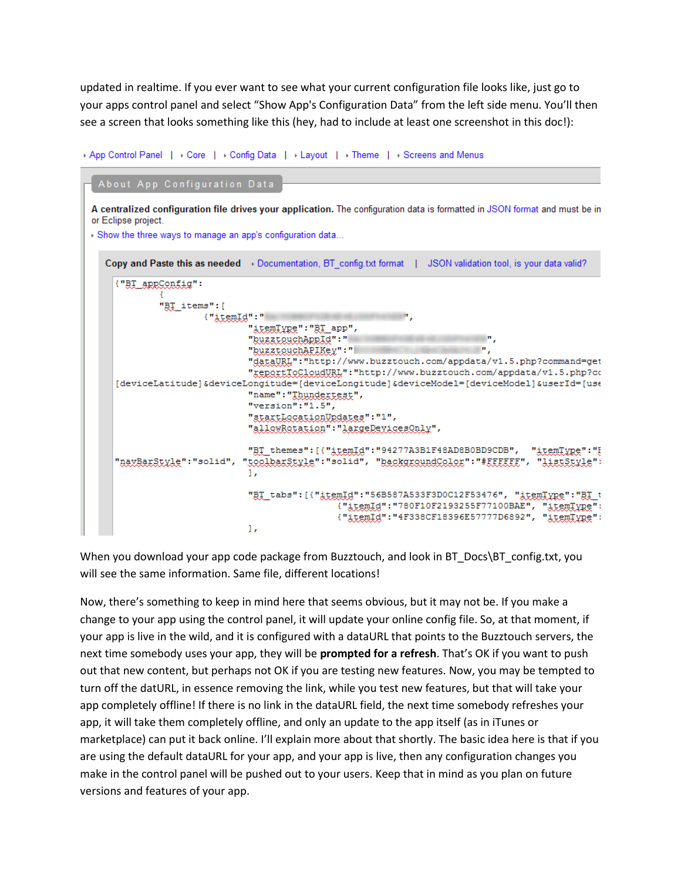updated in realtime. If you ever want to see what your current configuration file looks like, just go to your apps control panel and select “Show App's Configuration Data” from the left side menu. You’ll then see a screen that looks something like this (hey, had to include at least one screenshot in this doc!):

App Control Panel | Core | Config Data | Layout | Theme | Screens and Menus

About App Configuration Data

**A centralized configuration file drives your application.** The configuration data is formatted in JSON format and must be in or Eclipse project.

Show the three ways to manage an app's configuration data...

**Copy and Paste this as needed** | Documentation, BT_config.txt format | JSON validation tool, is your data valid?

```
{"BT_appConfig":
        {
        "BT_items":[
                {"itemId":"                    ",
                        "itemType":"BT_app",
                        "buzztouchAppId":"                    ",
                        "buzztouchAPIKey":"                    ",
                        "dataURL":"http://www.buzztouch.com/appdata/v1.5.php?command=get
                        "reportToCloudURL":"http://www.buzztouch.com/appdata/v1.5.php?c
[deviceLatitude]&deviceLongitude=[deviceLongitude]&deviceModel=[deviceModel]&userId=[use
                        "name":"Thundertest",
                        "version":"1.5",
                        "startLocationUpdates":"1",
                        "allowRotation":"largeDevicesOnly",

                        "BT_themes":[{"itemId":"94277A3B1F48AD8B0BD9CDB",  "itemType":"
"navBarStyle":"solid",  "toolbarStyle":"solid",  "backgroundColor":"#FFFFFF",  "listStyle":
                        ],

                        "BT_tabs":[{"itemId":"56B587A533F3D0C12F53476",  "itemType":"BT_
                                    {"itemId":"780F10F2193255F77100BAE",  "itemType":
                                    {"itemId":"4F338CF18396E57777D6892",  "itemType":
                        ],
```

When you download your app code package from Buzztouch, and look in BT_Docs\BT_config.txt, you will see the same information. Same file, different locations!

Now, there’s something to keep in mind here that seems obvious, but it may not be. If you make a change to your app using the control panel, it will update your online config file. So, at that moment, if your app is live in the wild, and it is configured with a dataURL that points to the Buzztouch servers, the next time somebody uses your app, they will be **prompted for a refresh**. That’s OK if you want to push out that new content, but perhaps not OK if you are testing new features. Now, you may be tempted to turn off the datURL, in essence removing the link, while you test new features, but that will take your app completely offline! If there is no link in the dataURL field, the next time somebody refreshes your app, it will take them completely offline, and only an update to the app itself (as in iTunes or marketplace) can put it back online. I’ll explain more about that shortly. The basic idea here is that if you are using the default dataURL for your app, and your app is live, then any configuration changes you make in the control panel will be pushed out to your users. Keep that in mind as you plan on future versions and features of your app.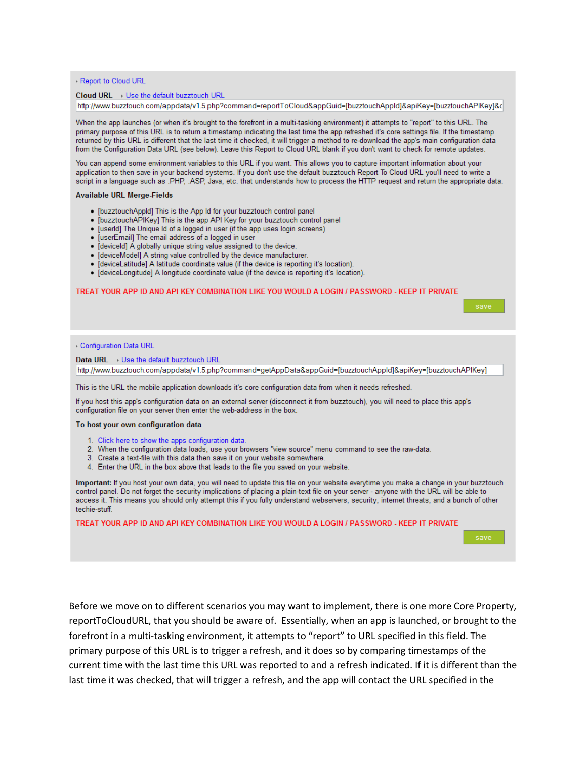› Report to Cloud URL

**Cloud URL** › Use the default buzztouch URL

http://www.buzztouch.com/appdata/v1.5.php?command=reportToCloud&appGuid=[buzztouchAppId]&apiKey=[buzztouchAPIKey]&c

When the app launches (or when it's brought to the forefront in a multi-tasking environment) it attempts to "report" to this URL. The primary purpose of this URL is to return a timestamp indicating the last time the app refreshed it's core settings file. If the timestamp returned by this URL is different that the last time it checked, it will trigger a method to re-download the app's main configuration data from the Configuration Data URL (see below). Leave this Report to Cloud URL blank if you don't want to check for remote updates.

You can append some environment variables to this URL if you want. This allows you to capture important information about your application to then save in your backend systems. If you don't use the default buzztouch Report To Cloud URL you'll need to write a script in a language such as .PHP, .ASP, Java, etc. that understands how to process the HTTP request and return the appropriate data.

**Available URL Merge-Fields**

- [buzztouchAppId] This is the App Id for your buzztouch control panel
- [buzztouchAPIKey] This is the app API Key for your buzztouch control panel
- [userId] The Unique Id of a logged in user (if the app uses login screens)
- [userEmail] The email address of a logged in user
- [deviceId] A globally unique string value assigned to the device.
- [deviceModel] A string value controlled by the device manufacturer.
- [deviceLatitude] A latitude coordinate value (if the device is reporting it's location).
- [deviceLongitude] A longitude coordinate value (if the device is reporting it's location).

TREAT YOUR APP ID AND API KEY COMBINATION LIKE YOU WOULD A LOGIN / PASSWORD - KEEP IT PRIVATE

save

› Configuration Data URL

**Data URL** › Use the default buzztouch URL

http://www.buzztouch.com/appdata/v1.5.php?command=getAppData&appGuid=[buzztouchAppId]&apiKey=[buzztouchAPIKey]

This is the URL the mobile application downloads it's core configuration data from when it needs refreshed.

If you host this app's configuration data on an external server (disconnect it from buzztouch), you will need to place this app's configuration file on your server then enter the web-address in the box.

**To host your own configuration data**

1. Click here to show the apps configuration data.
2. When the configuration data loads, use your browsers "view source" menu command to see the raw-data.
3. Create a text-file with this data then save it on your website somewhere.
4. Enter the URL in the box above that leads to the file you saved on your website.

**Important:** If you host your own data, you will need to update this file on your website everytime you make a change in your buzztouch control panel. Do not forget the security implications of placing a plain-text file on your server - anyone with the URL will be able to access it. This means you should only attempt this if you fully understand webservers, security, internet threats, and a bunch of other techie-stuff.

TREAT YOUR APP ID AND API KEY COMBINATION LIKE YOU WOULD A LOGIN / PASSWORD - KEEP IT PRIVATE

save

Before we move on to different scenarios you may want to implement, there is one more Core Property, reportToCloudURL, that you should be aware of. Essentially, when an app is launched, or brought to the forefront in a multi-tasking environment, it attempts to "report" to URL specified in this field. The primary purpose of this URL is to trigger a refresh, and it does so by comparing timestamps of the current time with the last time this URL was reported to and a refresh indicated. If it is different than the last time it was checked, that will trigger a refresh, and the app will contact the URL specified in the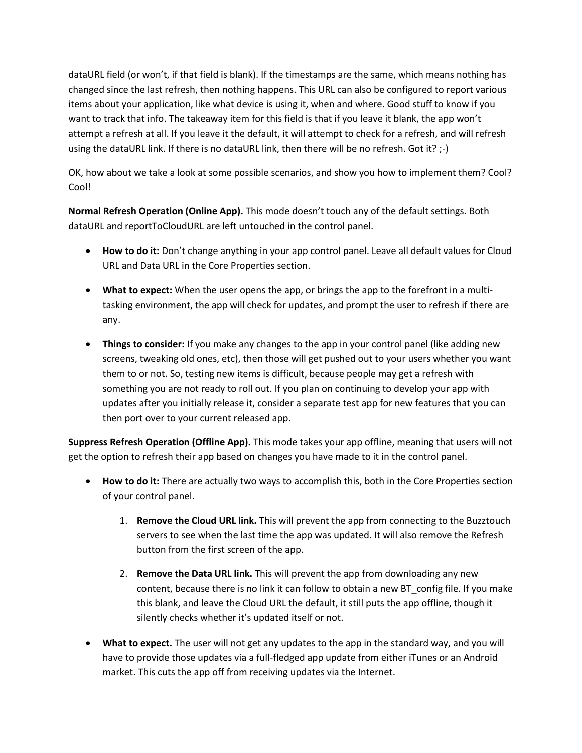dataURL field (or won't, if that field is blank). If the timestamps are the same, which means nothing has changed since the last refresh, then nothing happens. This URL can also be configured to report various items about your application, like what device is using it, when and where. Good stuff to know if you want to track that info. The takeaway item for this field is that if you leave it blank, the app won't attempt a refresh at all. If you leave it the default, it will attempt to check for a refresh, and will refresh using the dataURL link. If there is no dataURL link, then there will be no refresh. Got it? ;-)

OK, how about we take a look at some possible scenarios, and show you how to implement them? Cool? Cool!

**Normal Refresh Operation (Online App).** This mode doesn't touch any of the default settings. Both dataURL and reportToCloudURL are left untouched in the control panel.

- **How to do it:** Don't change anything in your app control panel. Leave all default values for Cloud URL and Data URL in the Core Properties section.

- **What to expect:** When the user opens the app, or brings the app to the forefront in a multi-tasking environment, the app will check for updates, and prompt the user to refresh if there are any.

- **Things to consider:** If you make any changes to the app in your control panel (like adding new screens, tweaking old ones, etc), then those will get pushed out to your users whether you want them to or not. So, testing new items is difficult, because people may get a refresh with something you are not ready to roll out. If you plan on continuing to develop your app with updates after you initially release it, consider a separate test app for new features that you can then port over to your current released app.

**Suppress Refresh Operation (Offline App).** This mode takes your app offline, meaning that users will not get the option to refresh their app based on changes you have made to it in the control panel.

- **How to do it:** There are actually two ways to accomplish this, both in the Core Properties section of your control panel.

    1. **Remove the Cloud URL link.** This will prevent the app from connecting to the Buzztouch servers to see when the last time the app was updated. It will also remove the Refresh button from the first screen of the app.

    2. **Remove the Data URL link.** This will prevent the app from downloading any new content, because there is no link it can follow to obtain a new BT_config file. If you make this blank, and leave the Cloud URL the default, it still puts the app offline, though it silently checks whether it's updated itself or not.

- **What to expect.** The user will not get any updates to the app in the standard way, and you will have to provide those updates via a full-fledged app update from either iTunes or an Android market. This cuts the app off from receiving updates via the Internet.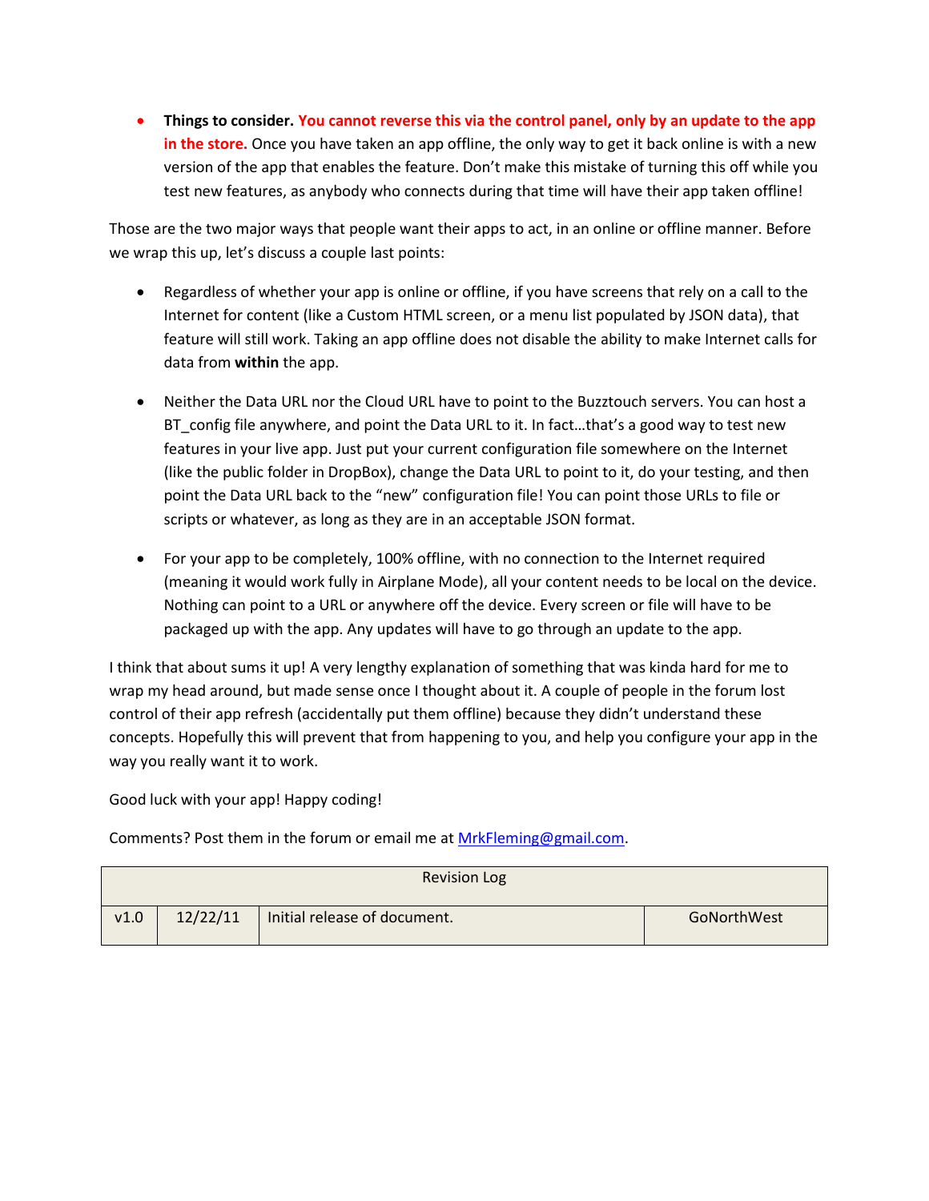- **Things to consider. You cannot reverse this via the control panel, only by an update to the app in the store.** Once you have taken an app offline, the only way to get it back online is with a new version of the app that enables the feature. Don't make this mistake of turning this off while you test new features, as anybody who connects during that time will have their app taken offline!

Those are the two major ways that people want their apps to act, in an online or offline manner. Before we wrap this up, let's discuss a couple last points:

- Regardless of whether your app is online or offline, if you have screens that rely on a call to the Internet for content (like a Custom HTML screen, or a menu list populated by JSON data), that feature will still work. Taking an app offline does not disable the ability to make Internet calls for data from **within** the app.

- Neither the Data URL nor the Cloud URL have to point to the Buzztouch servers. You can host a BT_config file anywhere, and point the Data URL to it. In fact…that's a good way to test new features in your live app. Just put your current configuration file somewhere on the Internet (like the public folder in DropBox), change the Data URL to point to it, do your testing, and then point the Data URL back to the "new" configuration file! You can point those URLs to file or scripts or whatever, as long as they are in an acceptable JSON format.

- For your app to be completely, 100% offline, with no connection to the Internet required (meaning it would work fully in Airplane Mode), all your content needs to be local on the device. Nothing can point to a URL or anywhere off the device. Every screen or file will have to be packaged up with the app. Any updates will have to go through an update to the app.

I think that about sums it up! A very lengthy explanation of something that was kinda hard for me to wrap my head around, but made sense once I thought about it. A couple of people in the forum lost control of their app refresh (accidentally put them offline) because they didn't understand these concepts. Hopefully this will prevent that from happening to you, and help you configure your app in the way you really want it to work.

Good luck with your app! Happy coding!

Comments? Post them in the forum or email me at [MrkFleming@gmail.com](mailto:MrkFleming@gmail.com).

| Revision Log | | | |
|---|---|---|---|
| v1.0 | 12/22/11 | Initial release of document. | GoNorthWest |